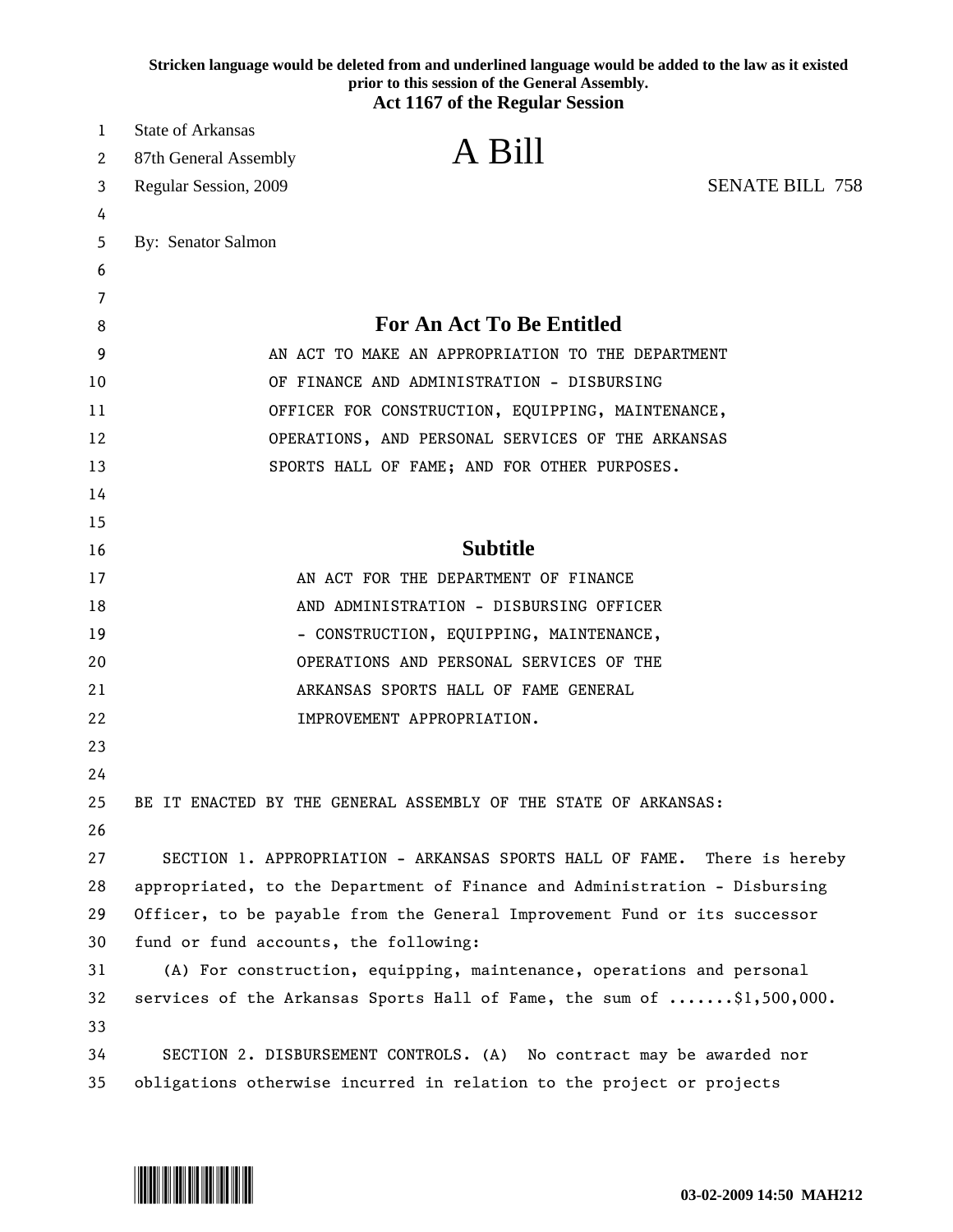**Stricken language would be deleted from and underlined language would be added to the law as it existed prior to this session of the General Assembly.**
**Act 1167 of the Regular Session**

State of Arkansas
87th General Assembly
Regular Session, 2009

# A Bill

SENATE BILL 758

By: Senator Salmon

## For An Act To Be Entitled

AN ACT TO MAKE AN APPROPRIATION TO THE DEPARTMENT OF FINANCE AND ADMINISTRATION - DISBURSING OFFICER FOR CONSTRUCTION, EQUIPPING, MAINTENANCE, OPERATIONS, AND PERSONAL SERVICES OF THE ARKANSAS SPORTS HALL OF FAME; AND FOR OTHER PURPOSES.

## Subtitle

AN ACT FOR THE DEPARTMENT OF FINANCE AND ADMINISTRATION - DISBURSING OFFICER - CONSTRUCTION, EQUIPPING, MAINTENANCE, OPERATIONS AND PERSONAL SERVICES OF THE ARKANSAS SPORTS HALL OF FAME GENERAL IMPROVEMENT APPROPRIATION.

BE IT ENACTED BY THE GENERAL ASSEMBLY OF THE STATE OF ARKANSAS:

SECTION 1. APPROPRIATION - ARKANSAS SPORTS HALL OF FAME. There is hereby appropriated, to the Department of Finance and Administration - Disbursing Officer, to be payable from the General Improvement Fund or its successor fund or fund accounts, the following:

(A) For construction, equipping, maintenance, operations and personal services of the Arkansas Sports Hall of Fame, the sum of .......$1,500,000.

SECTION 2. DISBURSEMENT CONTROLS. (A) No contract may be awarded nor obligations otherwise incurred in relation to the project or projects

03-02-2009 14:50 MAH212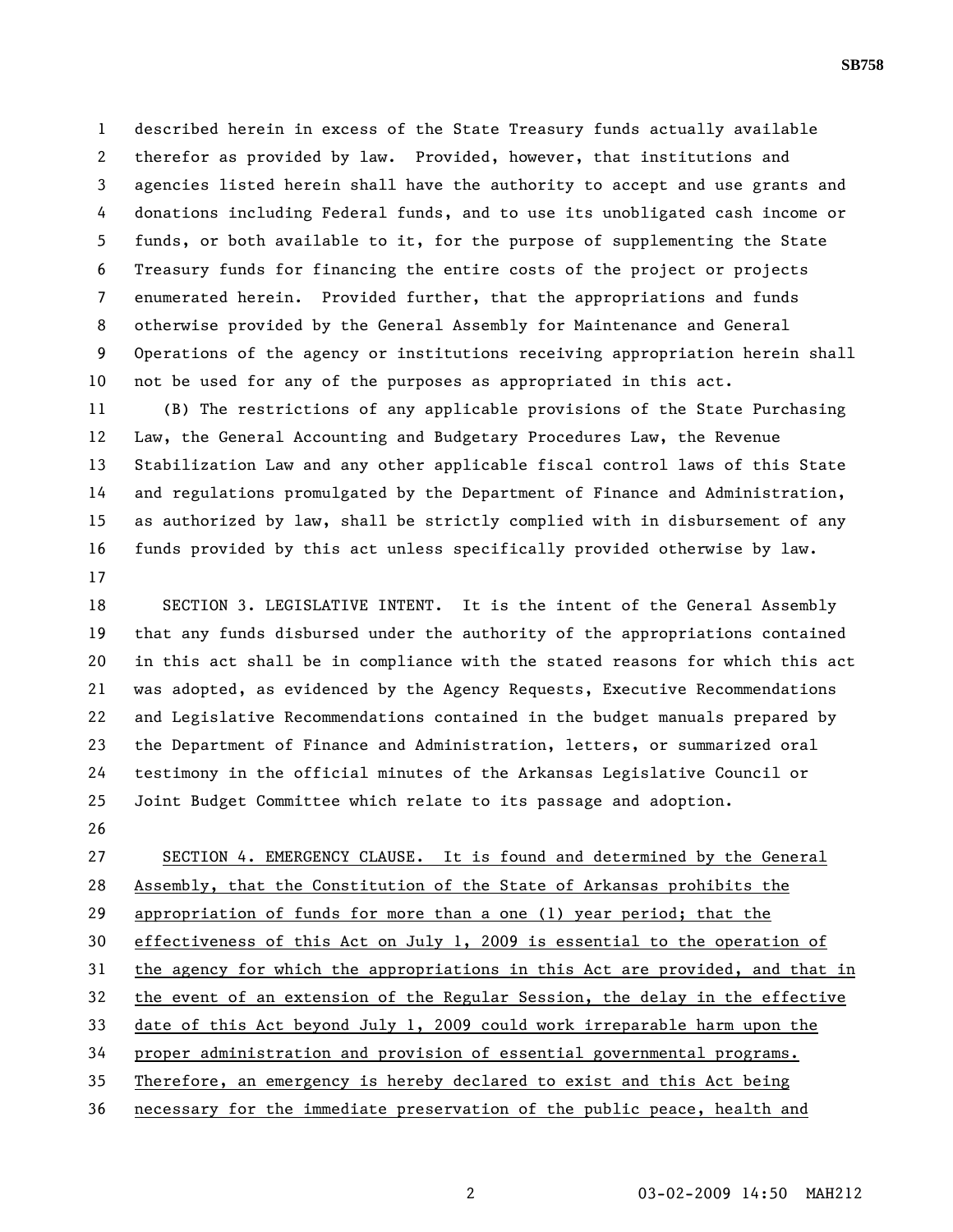described herein in excess of the State Treasury funds actually available therefor as provided by law. Provided, however, that institutions and agencies listed herein shall have the authority to accept and use grants and donations including Federal funds, and to use its unobligated cash income or funds, or both available to it, for the purpose of supplementing the State Treasury funds for financing the entire costs of the project or projects enumerated herein. Provided further, that the appropriations and funds otherwise provided by the General Assembly for Maintenance and General Operations of the agency or institutions receiving appropriation herein shall not be used for any of the purposes as appropriated in this act.

(B) The restrictions of any applicable provisions of the State Purchasing Law, the General Accounting and Budgetary Procedures Law, the Revenue Stabilization Law and any other applicable fiscal control laws of this State and regulations promulgated by the Department of Finance and Administration, as authorized by law, shall be strictly complied with in disbursement of any funds provided by this act unless specifically provided otherwise by law.

SECTION 3. LEGISLATIVE INTENT. It is the intent of the General Assembly that any funds disbursed under the authority of the appropriations contained in this act shall be in compliance with the stated reasons for which this act was adopted, as evidenced by the Agency Requests, Executive Recommendations and Legislative Recommendations contained in the budget manuals prepared by the Department of Finance and Administration, letters, or summarized oral testimony in the official minutes of the Arkansas Legislative Council or Joint Budget Committee which relate to its passage and adoption.

SECTION 4. EMERGENCY CLAUSE. It is found and determined by the General Assembly, that the Constitution of the State of Arkansas prohibits the appropriation of funds for more than a one (1) year period; that the effectiveness of this Act on July 1, 2009 is essential to the operation of the agency for which the appropriations in this Act are provided, and that in the event of an extension of the Regular Session, the delay in the effective date of this Act beyond July 1, 2009 could work irreparable harm upon the proper administration and provision of essential governmental programs. Therefore, an emergency is hereby declared to exist and this Act being necessary for the immediate preservation of the public peace, health and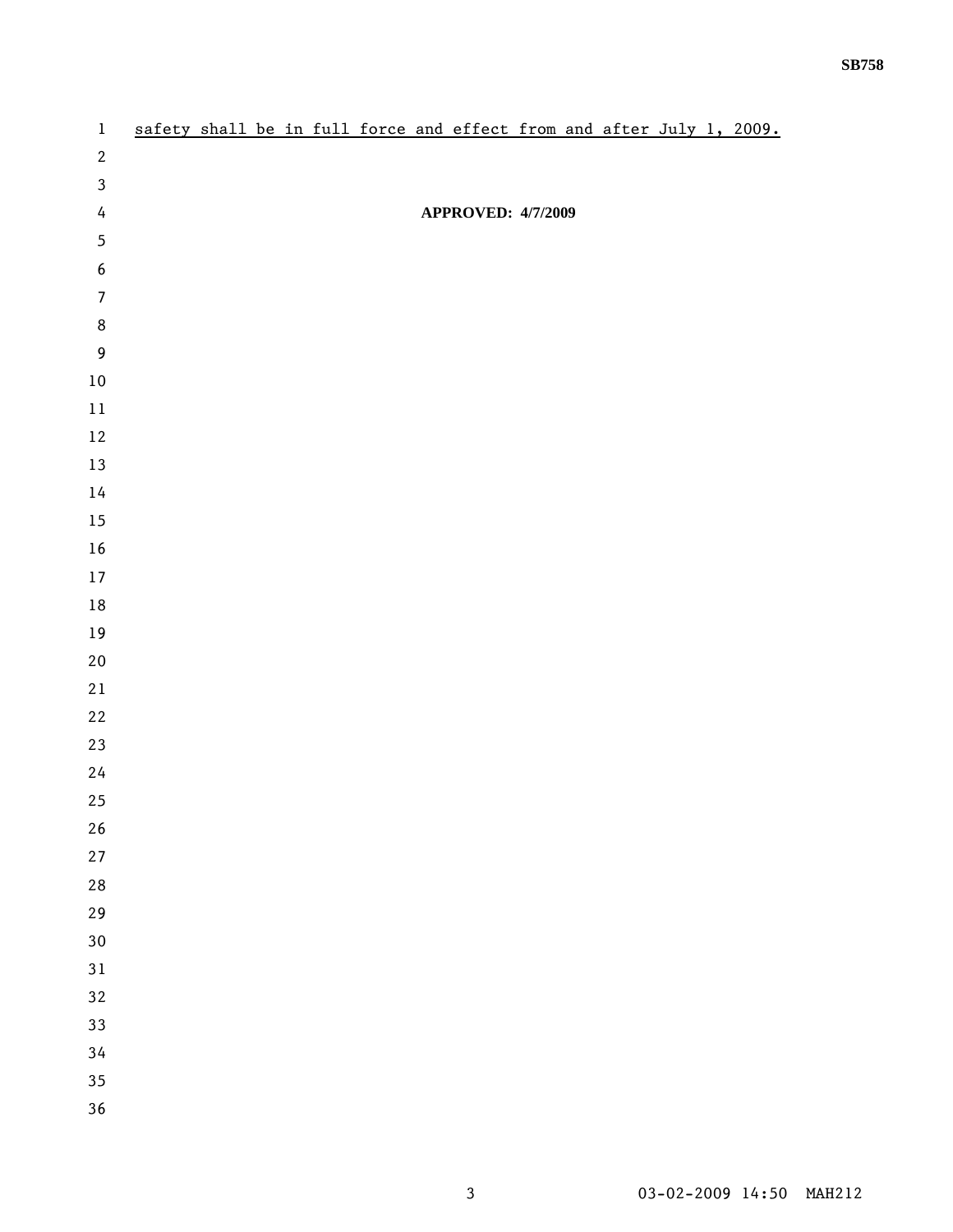safety shall be in full force and effect from and after July 1, 2009.

**APPROVED: 4/7/2009**